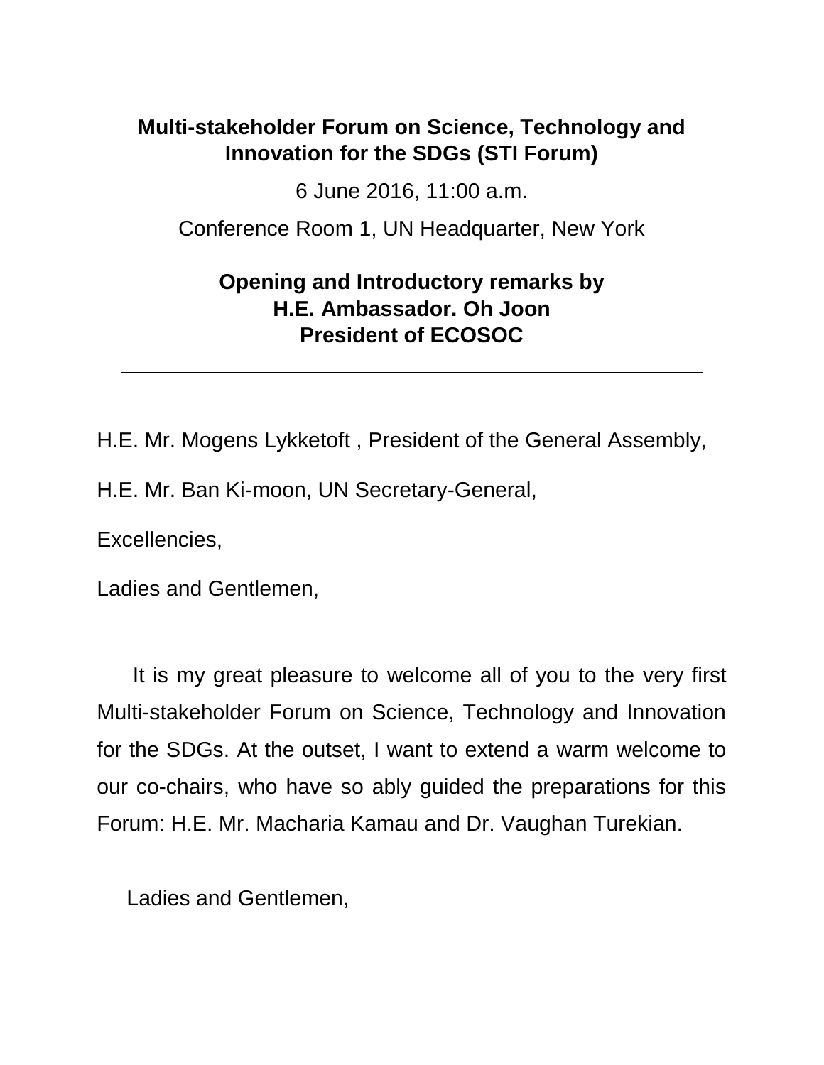**Multi-stakeholder Forum on Science, Technology and Innovation for the SDGs (STI Forum)**

6 June 2016, 11:00 a.m.

Conference Room 1, UN Headquarter, New York

**Opening and Introductory remarks by**
**H.E. Ambassador. Oh Joon**
**President of ECOSOC**

---

H.E. Mr. Mogens Lykketoft , President of the General Assembly,

H.E. Mr. Ban Ki-moon, UN Secretary-General,

Excellencies,

Ladies and Gentlemen,

It is my great pleasure to welcome all of you to the very first Multi-stakeholder Forum on Science, Technology and Innovation for the SDGs. At the outset, I want to extend a warm welcome to our co-chairs, who have so ably guided the preparations for this Forum: H.E. Mr. Macharia Kamau and Dr. Vaughan Turekian.

Ladies and Gentlemen,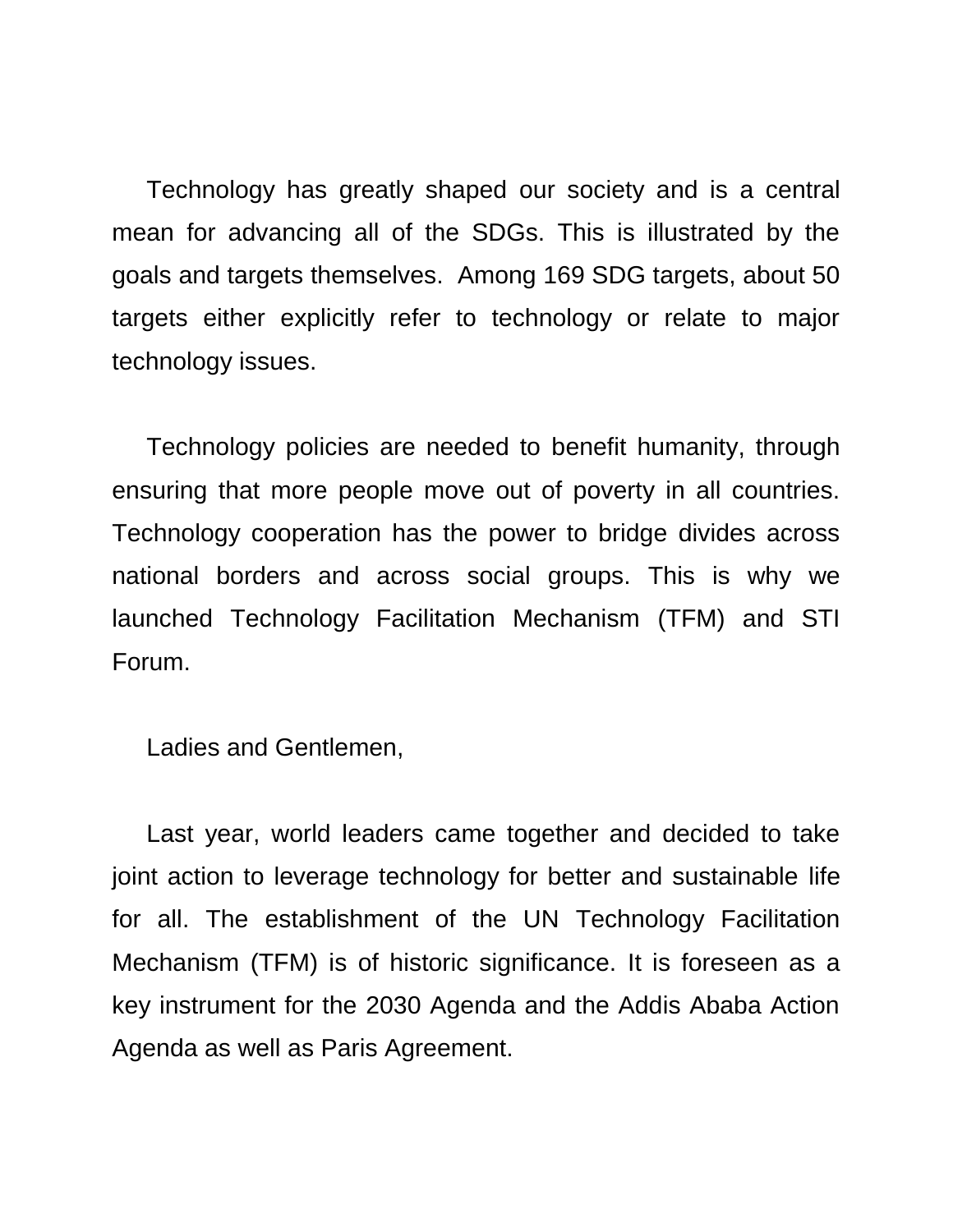Technology has greatly shaped our society and is a central mean for advancing all of the SDGs. This is illustrated by the goals and targets themselves. Among 169 SDG targets, about 50 targets either explicitly refer to technology or relate to major technology issues.

Technology policies are needed to benefit humanity, through ensuring that more people move out of poverty in all countries. Technology cooperation has the power to bridge divides across national borders and across social groups. This is why we launched Technology Facilitation Mechanism (TFM) and STI Forum.

Ladies and Gentlemen,

Last year, world leaders came together and decided to take joint action to leverage technology for better and sustainable life for all. The establishment of the UN Technology Facilitation Mechanism (TFM) is of historic significance. It is foreseen as a key instrument for the 2030 Agenda and the Addis Ababa Action Agenda as well as Paris Agreement.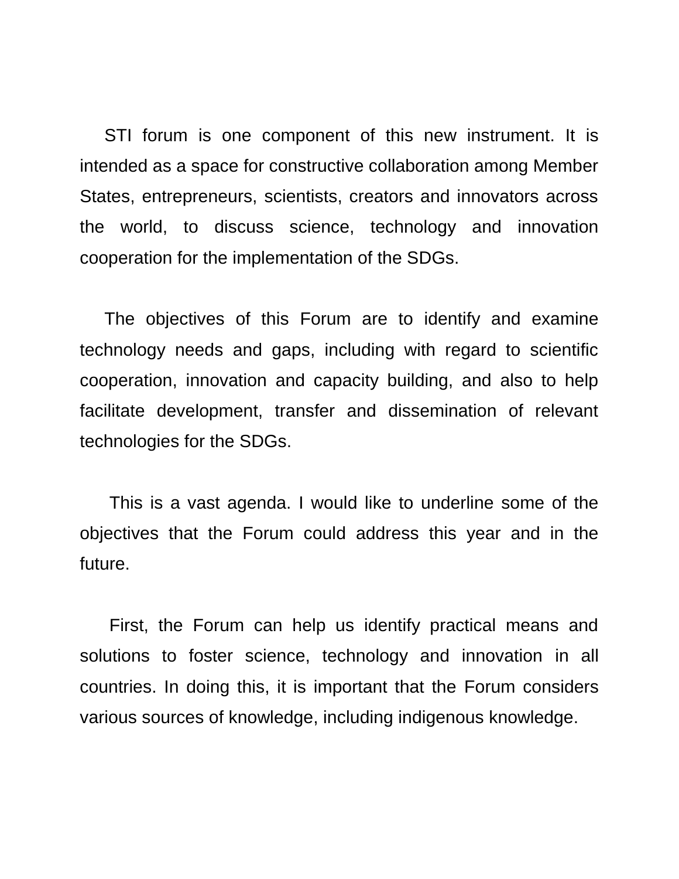STI forum is one component of this new instrument. It is intended as a space for constructive collaboration among Member States, entrepreneurs, scientists, creators and innovators across the world, to discuss science, technology and innovation cooperation for the implementation of the SDGs.

The objectives of this Forum are to identify and examine technology needs and gaps, including with regard to scientific cooperation, innovation and capacity building, and also to help facilitate development, transfer and dissemination of relevant technologies for the SDGs.

This is a vast agenda. I would like to underline some of the objectives that the Forum could address this year and in the future.

First, the Forum can help us identify practical means and solutions to foster science, technology and innovation in all countries. In doing this, it is important that the Forum considers various sources of knowledge, including indigenous knowledge.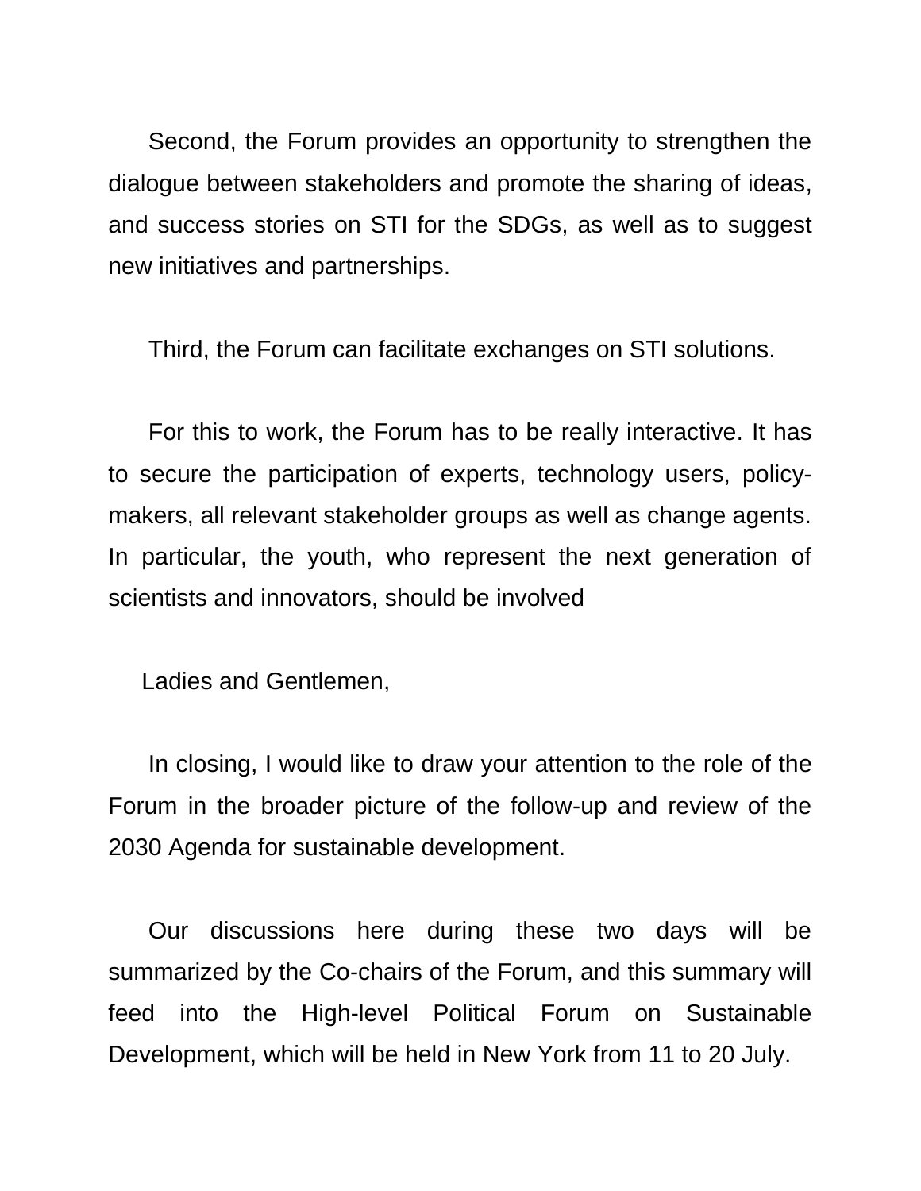Second, the Forum provides an opportunity to strengthen the dialogue between stakeholders and promote the sharing of ideas, and success stories on STI for the SDGs, as well as to suggest new initiatives and partnerships.

Third, the Forum can facilitate exchanges on STI solutions.

For this to work, the Forum has to be really interactive. It has to secure the participation of experts, technology users, policy-makers, all relevant stakeholder groups as well as change agents. In particular, the youth, who represent the next generation of scientists and innovators, should be involved

Ladies and Gentlemen,

In closing, I would like to draw your attention to the role of the Forum in the broader picture of the follow-up and review of the 2030 Agenda for sustainable development.

Our discussions here during these two days will be summarized by the Co-chairs of the Forum, and this summary will feed into the High-level Political Forum on Sustainable Development, which will be held in New York from 11 to 20 July.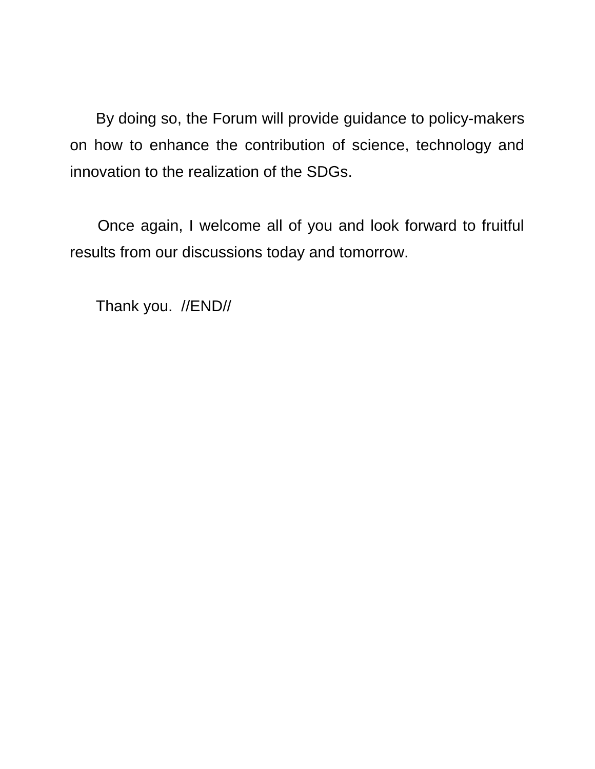By doing so, the Forum will provide guidance to policy-makers on how to enhance the contribution of science, technology and innovation to the realization of the SDGs.

Once again, I welcome all of you and look forward to fruitful results from our discussions today and tomorrow.

Thank you. //END//